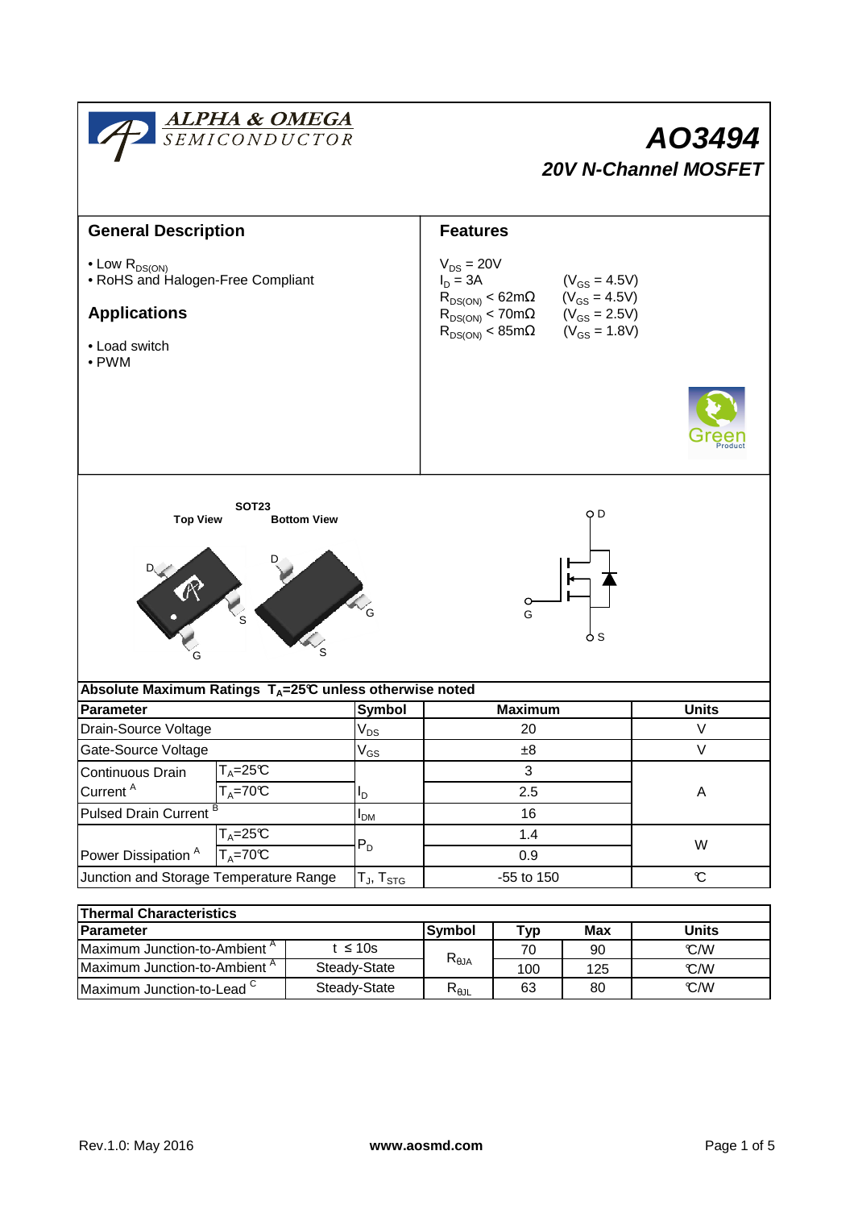ALPHA & OMEGA SEMICONDUCTOR

# AO3494

## 20V N-Channel MOSFET

## General Description

- Low $R_{DS(ON)}$
- RoHS and Halogen-Free Compliant

## Applications

- Load switch
- PWM

## Features

$V_{DS}$ = 20V
$I_D$ = 3A ($V_{GS}$ = 4.5V)
$R_{DS(ON)}$ < 62mΩ ($V_{GS}$ = 4.5V)
$R_{DS(ON)}$ < 70mΩ ($V_{GS}$ = 2.5V)
$R_{DS(ON)}$ < 85mΩ ($V_{GS}$ = 1.8V)

Green Product

SOT23

Top View Bottom View

D, G, S

D, G, S

| Absolute Maximum Ratings $T_A$=25℃ unless otherwise noted | | | | |
|---|---|---|---|---|
| **Parameter** | | **Symbol** | **Maximum** | **Units** |
| Drain-Source Voltage | | $V_{DS}$ | 20 | V |
| Gate-Source Voltage | | $V_{GS}$ | ±8 | V |
| Continuous Drain Current [A] | $T_A$=25℃ | $I_D$ | 3 | A |
| | $T_A$=70℃ | | 2.5 | |
| Pulsed Drain Current [B] | | $I_{DM}$ | 16 | |
| Power Dissipation [A] | $T_A$=25℃ | $P_D$ | 1.4 | W |
| | $T_A$=70℃ | | 0.9 | |
| Junction and Storage Temperature Range | | $T_J$, $T_{STG}$ | -55 to 150 | ℃ |

| Thermal Characteristics | | | | | |
|---|---|---|---|---|---|
| **Parameter** | | **Symbol** | **Typ** | **Max** | **Units** |
| Maximum Junction-to-Ambient [A] | t ≤ 10s | $R_{\theta JA}$ | 70 | 90 | ℃/W |
| Maximum Junction-to-Ambient [A] | Steady-State | | 100 | 125 | ℃/W |
| Maximum Junction-to-Lead [C] | Steady-State | $R_{\theta JL}$ | 63 | 80 | ℃/W |

Rev.1.0: May 2016 www.aosmd.com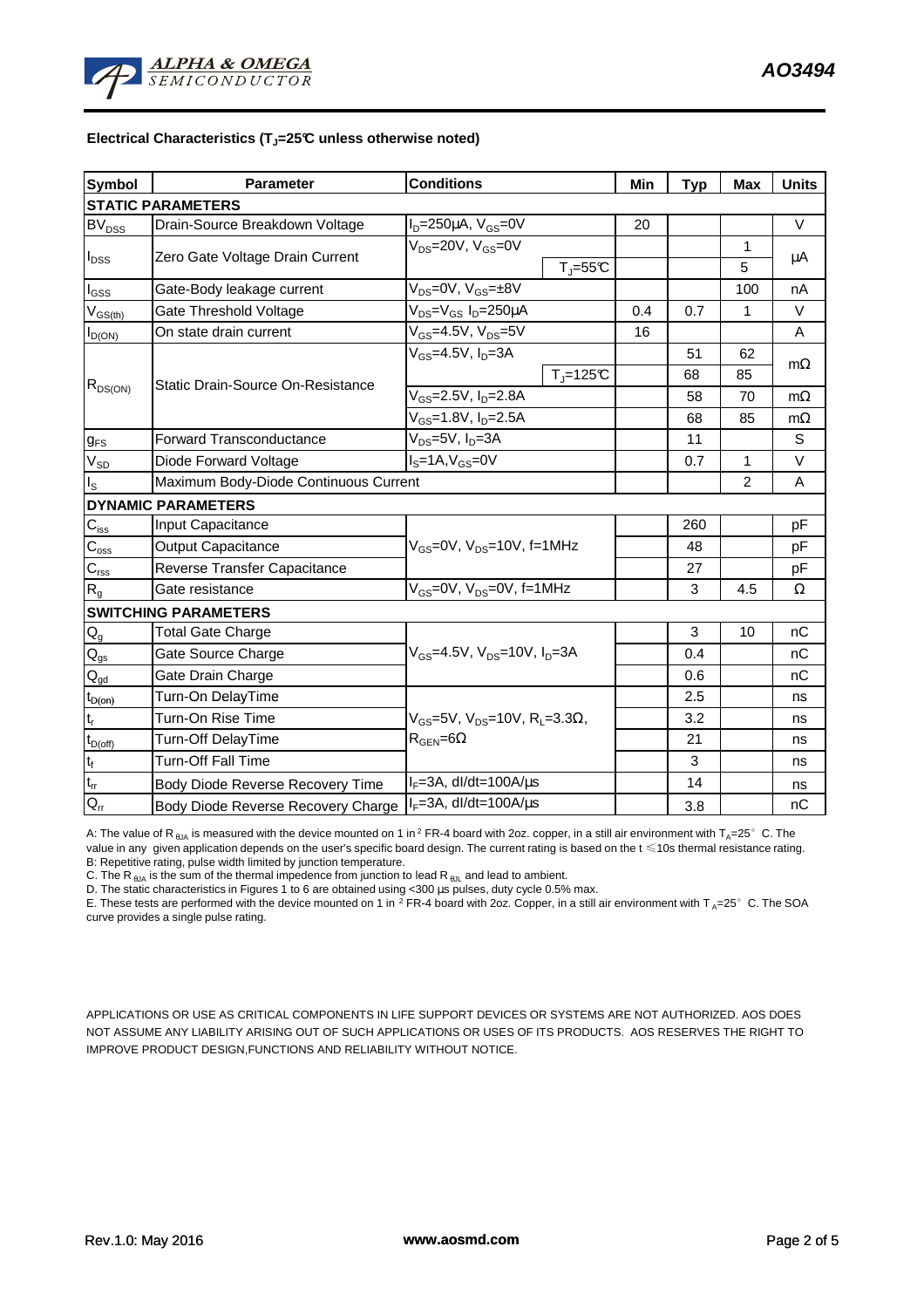### Electrical Characteristics ($T_J$=25°C unless otherwise noted)

| Symbol | Parameter | Conditions | | Min | Typ | Max | Units |
|---|---|---|---|---|---|---|---|
| **STATIC PARAMETERS** | | | | | | | |
| $BV_{DSS}$ | Drain-Source Breakdown Voltage | $I_D$=250µA, $V_{GS}$=0V | | 20 | | | V |
| $I_{DSS}$ | Zero Gate Voltage Drain Current | $V_{DS}$=20V, $V_{GS}$=0V | | | | 1 | µA |
| | | | $T_J$=55°C | | | 5 | |
| $I_{GSS}$ | Gate-Body leakage current | $V_{DS}$=0V, $V_{GS}$=±8V | | | | 100 | nA |
| $V_{GS(th)}$ | Gate Threshold Voltage | $V_{DS}$=$V_{GS}$ $I_D$=250µA | | 0.4 | 0.7 | 1 | V |
| $I_{D(ON)}$ | On state drain current | $V_{GS}$=4.5V, $V_{DS}$=5V | | 16 | | | A |
| $R_{DS(ON)}$ | Static Drain-Source On-Resistance | $V_{GS}$=4.5V, $I_D$=3A | | | 51 | 62 | mΩ |
| | | | $T_J$=125°C | | 68 | 85 | |
| | | $V_{GS}$=2.5V, $I_D$=2.8A | | | 58 | 70 | mΩ |
| | | $V_{GS}$=1.8V, $I_D$=2.5A | | | 68 | 85 | mΩ |
| $g_{FS}$ | Forward Transconductance | $V_{DS}$=5V, $I_D$=3A | | | 11 | | S |
| $V_{SD}$ | Diode Forward Voltage | $I_S$=1A,$V_{GS}$=0V | | | 0.7 | 1 | V |
| $I_S$ | Maximum Body-Diode Continuous Current | | | | | 2 | A |
| **DYNAMIC PARAMETERS** | | | | | | | |
| $C_{iss}$ | Input Capacitance | $V_{GS}$=0V, $V_{DS}$=10V, f=1MHz | | | 260 | | pF |
| $C_{oss}$ | Output Capacitance | | | | 48 | | pF |
| $C_{rss}$ | Reverse Transfer Capacitance | | | | 27 | | pF |
| $R_g$ | Gate resistance | $V_{GS}$=0V, $V_{DS}$=0V, f=1MHz | | | 3 | 4.5 | Ω |
| **SWITCHING PARAMETERS** | | | | | | | |
| $Q_g$ | Total Gate Charge | $V_{GS}$=4.5V, $V_{DS}$=10V, $I_D$=3A | | | 3 | 10 | nC |
| $Q_{gs}$ | Gate Source Charge | | | | 0.4 | | nC |
| $Q_{gd}$ | Gate Drain Charge | | | | 0.6 | | nC |
| $t_{D(on)}$ | Turn-On DelayTime | $V_{GS}$=5V, $V_{DS}$=10V, $R_L$=3.3Ω, $R_{GEN}$=6Ω | | | 2.5 | | ns |
| $t_r$ | Turn-On Rise Time | | | | 3.2 | | ns |
| $t_{D(off)}$ | Turn-Off DelayTime | | | | 21 | | ns |
| $t_f$ | Turn-Off Fall Time | | | | 3 | | ns |
| $t_{rr}$ | Body Diode Reverse Recovery Time | $I_F$=3A, dI/dt=100A/µs | | | 14 | | ns |
| $Q_{rr}$ | Body Diode Reverse Recovery Charge | $I_F$=3A, dI/dt=100A/µs | | | 3.8 | | nC |

A: The value of $R_{\theta JA}$ is measured with the device mounted on 1 in² FR-4 board with 2oz. copper, in a still air environment with $T_A$=25°C. The value in any given application depends on the user's specific board design. The current rating is based on the t ≤10s thermal resistance rating.
B: Repetitive rating, pulse width limited by junction temperature.
C. The $R_{\theta JA}$ is the sum of the thermal impedence from junction to lead $R_{\theta JL}$ and lead to ambient.
D. The static characteristics in Figures 1 to 6 are obtained using <300 µs pulses, duty cycle 0.5% max.
E. These tests are performed with the device mounted on 1 in² FR-4 board with 2oz. Copper, in a still air environment with $T_A$=25°C. The SOA curve provides a single pulse rating.

APPLICATIONS OR USE AS CRITICAL COMPONENTS IN LIFE SUPPORT DEVICES OR SYSTEMS ARE NOT AUTHORIZED. AOS DOES NOT ASSUME ANY LIABILITY ARISING OUT OF SUCH APPLICATIONS OR USES OF ITS PRODUCTS. AOS RESERVES THE RIGHT TO IMPROVE PRODUCT DESIGN,FUNCTIONS AND RELIABILITY WITHOUT NOTICE.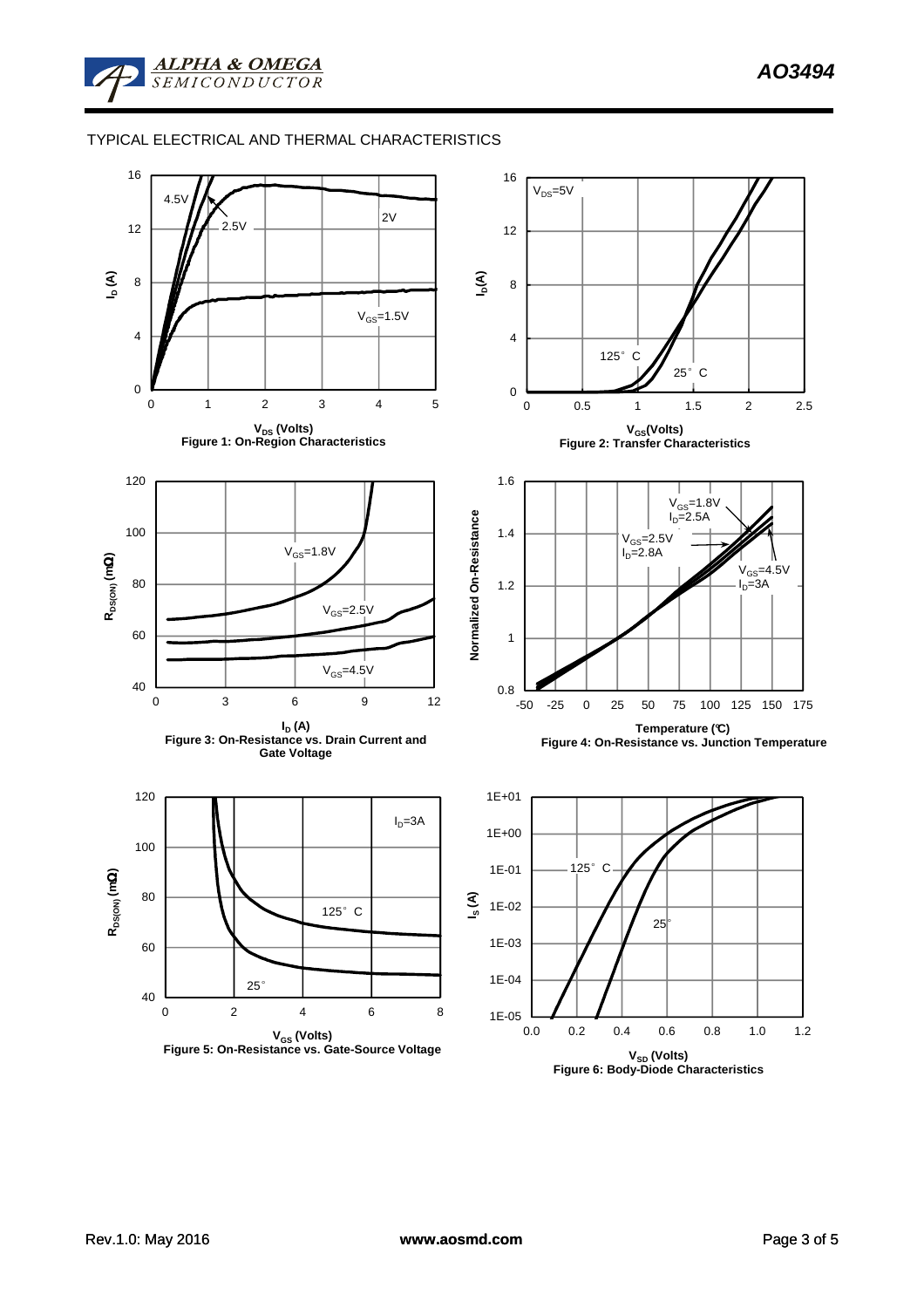## TYPICAL ELECTRICAL AND THERMAL CHARACTERISTICS

Figure 1: On-Region Characteristics

Figure 2: Transfer Characteristics

Figure 3: On-Resistance vs. Drain Current and Gate Voltage

Figure 4: On-Resistance vs. Junction Temperature

Figure 5: On-Resistance vs. Gate-Source Voltage

Figure 6: Body-Diode Characteristics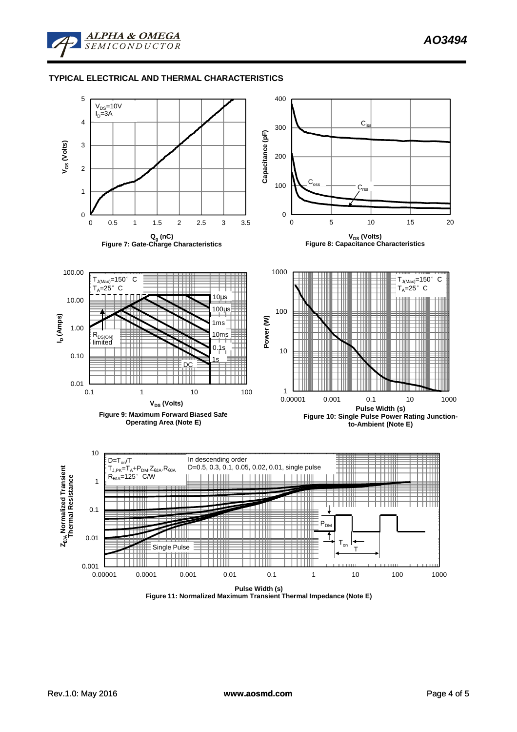## TYPICAL ELECTRICAL AND THERMAL CHARACTERISTICS

$V_{DS}$=10V
$I_D$=3A

**Figure 7: Gate-Charge Characteristics**

$C_{iss}$, $C_{oss}$, $C_{rss}$

**Figure 8: Capacitance Characteristics**

$T_{J(Max)}$=150° C
$T_A$=25° C

$R_{DS(ON)}$ limited

10µs, 100µs, 1ms, 10ms, 0.1s, 1s, DC

**Figure 9: Maximum Forward Biased Safe Operating Area (Note E)**

$T_{J(Max)}$=150° C
$T_A$=25° C

**Figure 10: Single Pulse Power Rating Junction-to-Ambient (Note E)**

$D=T_{on}/T$
$T_{J,PK}=T_A+P_{DM}.Z_{\theta JA}.R_{\theta JA}$
$R_{\theta JA}$=125° C/W

In descending order
D=0.5, 0.3, 0.1, 0.05, 0.02, 0.01, single pulse

Single Pulse

**Figure 11: Normalized Maximum Transient Thermal Impedance (Note E)**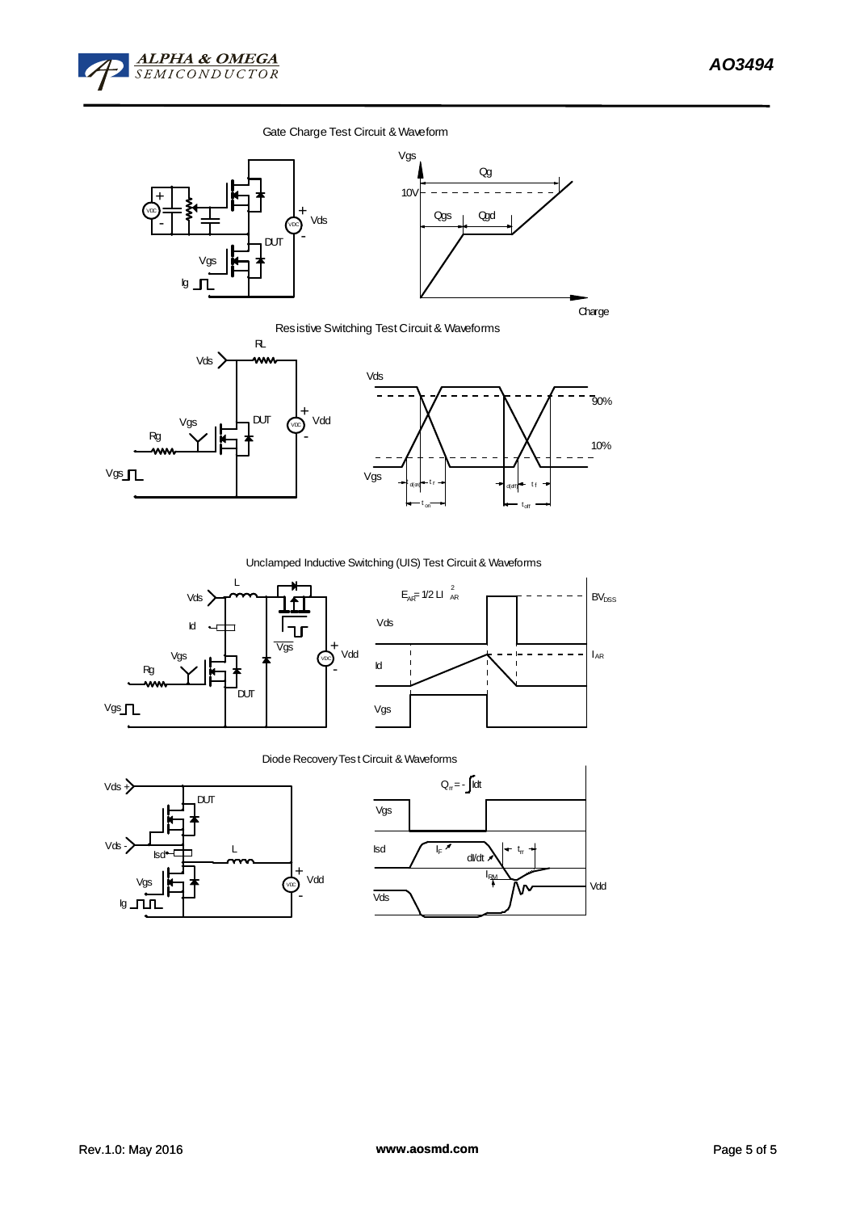## Gate Charge Test Circuit & Waveform

Vgs

Qg

10V

Qgs

Qgd

Charge

+

VDC

-

+

VDC

Vds

-

DUT

Vgs

Ig

## Resistive Switching Test Circuit & Waveforms

RL

Vds

Vgs

Rg

Vgs

DUT

+

VDC

Vdd

-

Vds

90%

10%

Vgs

$t_{d(on)}$ $t_r$

$t_{on}$

$t_{d(off)}$ $t_f$

$t_{off}$

## Unclamped Inductive Switching (UIS) Test Circuit & Waveforms

L

Vds

Id

Vgs

Rg

Vgs

DUT

Vgs

+

VDC

Vdd

-

$E_{AR} = 1/2\ LI^2_{AR}$

$BV_{DSS}$

Vds

Id

$I_{AR}$

Vgs

## Diode Recovery Test Circuit & Waveforms

Vds +

DUT

Vds -

Isd

L

Vgs

Ig

+

VDC

Vdd

-

$Q_{rr} = -\int Idt$

Vgs

Isd

$I_F$

dI/dt

$t_{rr}$

$I_{RM}$

Vdd

Vds